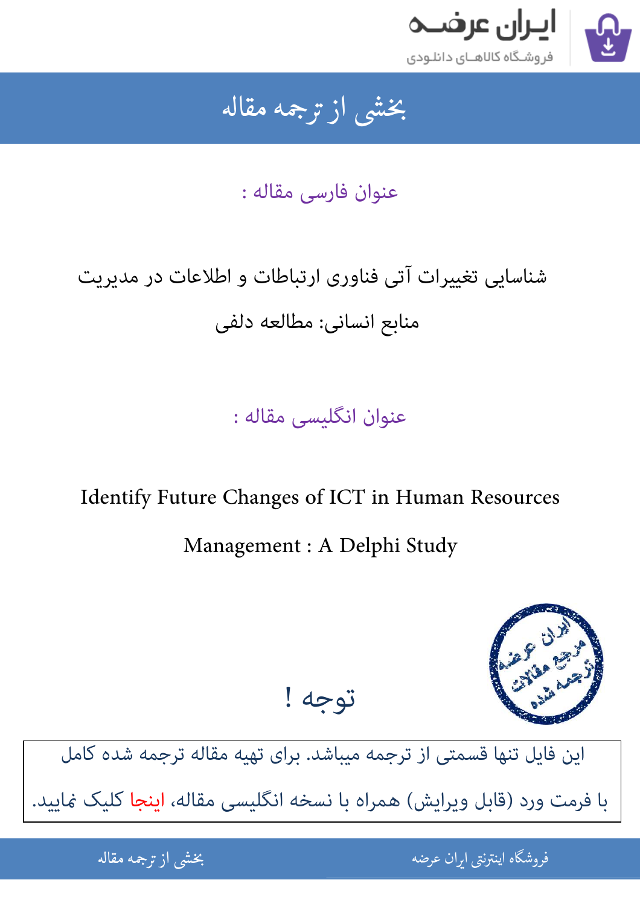ایران عرضه

فروشگاه کالاهای دانلودی

# بخشی از ترجمه مقاله

## عنوان فارسی مقاله :

شناسایی تغییرات آتی فناوری ارتباطات و اطلاعات در مدیریت منابع انسانی: مطالعه دلفی

## عنوان انگلیسی مقاله :

Identify Future Changes of ICT in Human Resources Management : A Delphi Study

## توجه !

این فایل تنها قسمتی از ترجمه میباشد. برای تهیه مقاله ترجمه شده کامل با فرمت ورد (قابل ویرایش) همراه با نسخه انگلیسی مقاله، اینجا کلیک نمایید.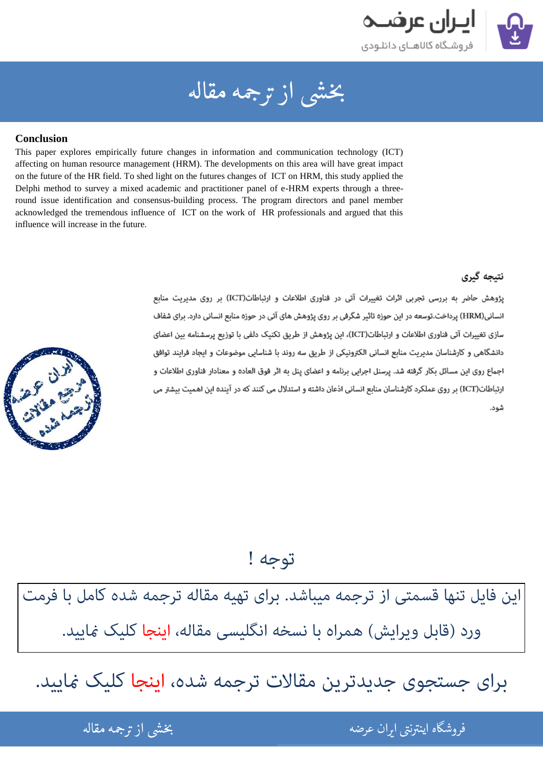# بخشی از ترجمه مقاله

## Conclusion

This paper explores empirically future changes in information and communication technology (ICT) affecting on human resource management (HRM). The developments on this area will have great impact on the future of the HR field. To shed light on the futures changes of ICT on HRM, this study applied the Delphi method to survey a mixed academic and practitioner panel of e-HRM experts through a three-round issue identification and consensus-building process. The program directors and panel member acknowledged the tremendous influence of ICT on the work of HR professionals and argued that this influence will increase in the future.

## نتیجه گیری

پژوهش حاضر به بررسی تجربی اثرات تغییرات آتی در فناوری اطلاعات و ارتباطات(ICT) بر روی مدیریت منابع انسانی(HRM) پرداخت.توسعه در این حوزه تاثیر شگرفی بر روی پژوهش های آتی در حوزه منابع انسانی دارد. برای شفاف سازی تغییرات آتی فناوری اطلاعات و ارتباطات(ICT)، این پژوهش از طریق تکنیک دلفی با توزیع پرسشنامه بین اعضای دانشگاهی و کارشناسان مدیریت منابع انسانی الکترونیکی از طریق سه روند با شناسایی موضوعات و ایجاد فرایند توافق اجماع روی این مسائل بکار گرفته شد. پرسنل اجرایی برنامه و اعضای پنل به اثر فوق العاده و معنادار فناوری اطلاعات و ارتباطات(ICT) بر روی عملکرد کارشناسان منابع انسانی اذعان داشته و استدلال می کنند که در آینده این اهمیت بیشتر می شود.

توجه !

این فایل تنها قسمتی از ترجمه میباشد. برای تهیه مقاله ترجمه شده کامل با فرمت ورد (قابل ویرایش) همراه با نسخه انگلیسی مقاله، اینجا کلیک نمایید.

برای جستجوی جدیدترین مقالات ترجمه شده، اینجا کلیک نمایید.